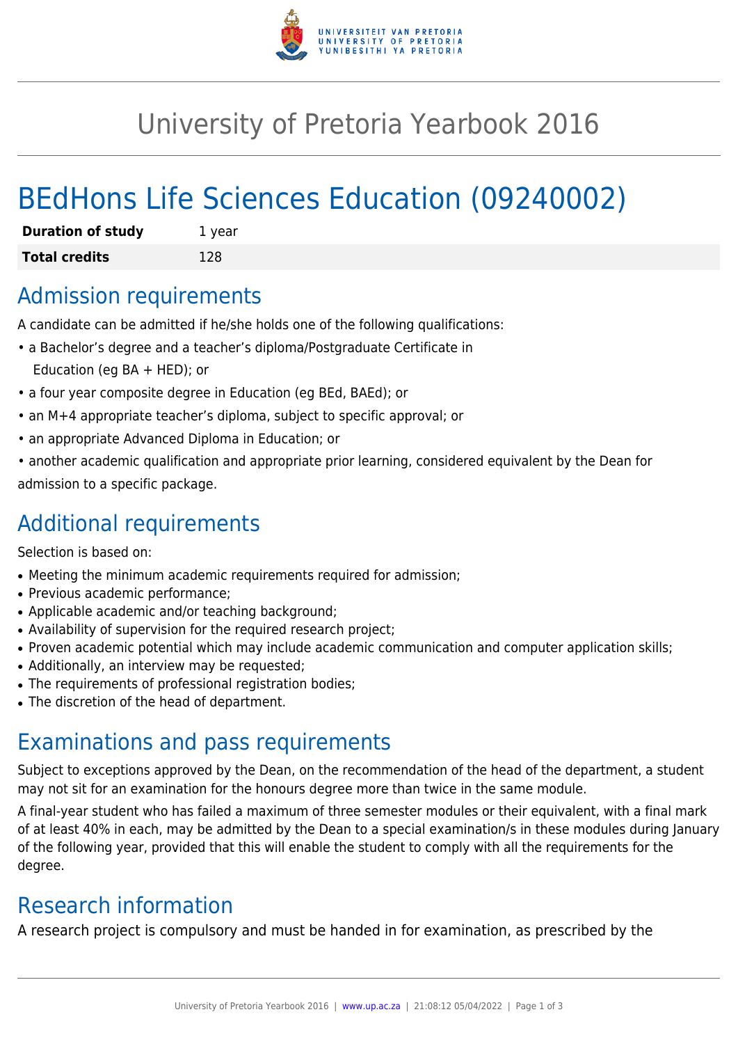# University of Pretoria Yearbook 2016

# BEdHons Life Sciences Education (09240002)

| **Duration of study** | 1 year |
| --- | --- |
| **Total credits** | 128 |

## Admission requirements

A candidate can be admitted if he/she holds one of the following qualifications:

- a Bachelor's degree and a teacher's diploma/Postgraduate Certificate in Education (eg BA + HED); or
- a four year composite degree in Education (eg BEd, BAEd); or
- an M+4 appropriate teacher's diploma, subject to specific approval; or
- an appropriate Advanced Diploma in Education; or
- another academic qualification and appropriate prior learning, considered equivalent by the Dean for admission to a specific package.

## Additional requirements

Selection is based on:

- Meeting the minimum academic requirements required for admission;
- Previous academic performance;
- Applicable academic and/or teaching background;
- Availability of supervision for the required research project;
- Proven academic potential which may include academic communication and computer application skills;
- Additionally, an interview may be requested;
- The requirements of professional registration bodies;
- The discretion of the head of department.

## Examinations and pass requirements

Subject to exceptions approved by the Dean, on the recommendation of the head of the department, a student may not sit for an examination for the honours degree more than twice in the same module.

A final-year student who has failed a maximum of three semester modules or their equivalent, with a final mark of at least 40% in each, may be admitted by the Dean to a special examination/s in these modules during January of the following year, provided that this will enable the student to comply with all the requirements for the degree.

## Research information

A research project is compulsory and must be handed in for examination, as prescribed by the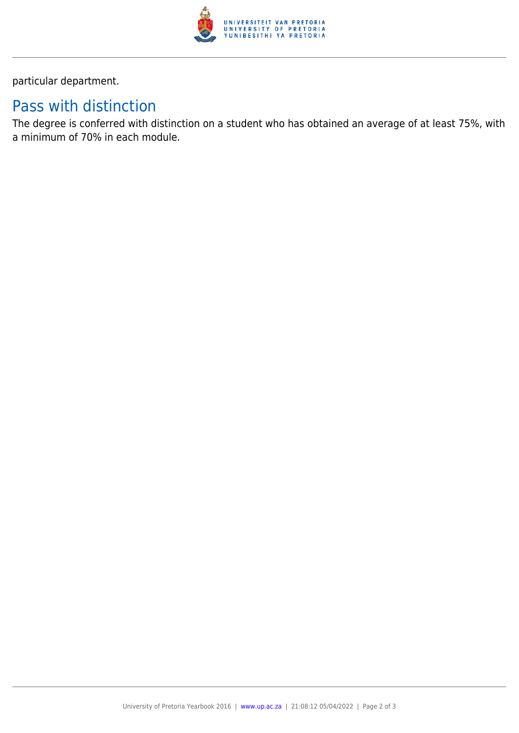particular department.

## Pass with distinction

The degree is conferred with distinction on a student who has obtained an average of at least 75%, with a minimum of 70% in each module.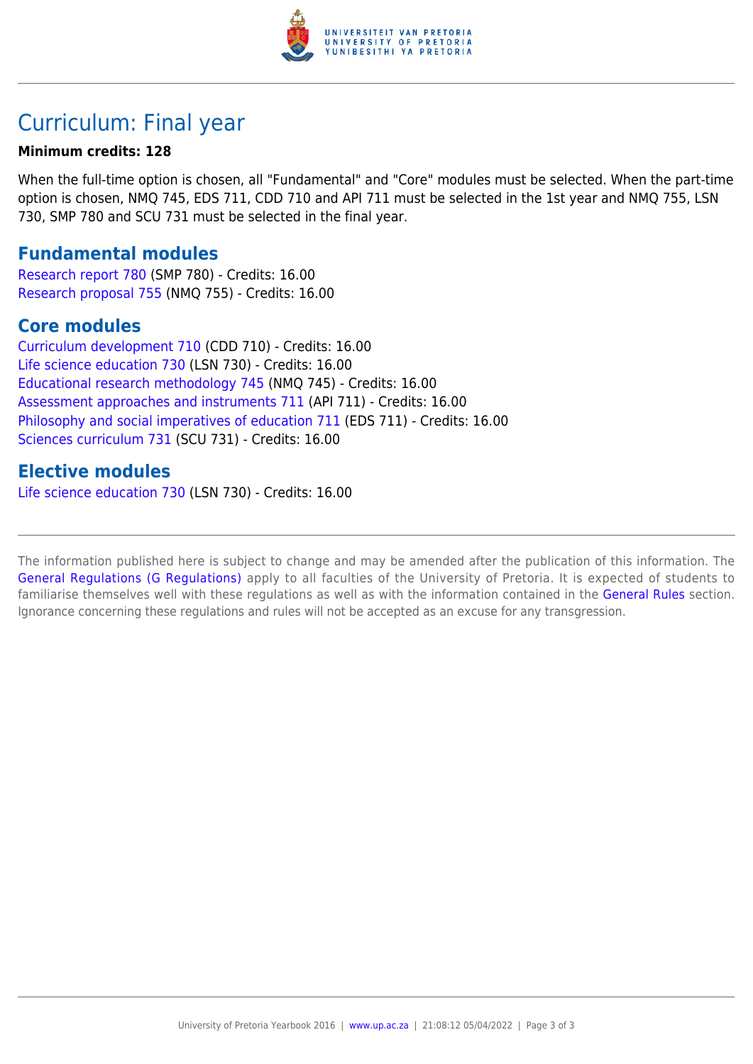## Curriculum: Final year

**Minimum credits: 128**

When the full-time option is chosen, all "Fundamental" and "Core" modules must be selected. When the part-time option is chosen, NMQ 745, EDS 711, CDD 710 and API 711 must be selected in the 1st year and NMQ 755, LSN 730, SMP 780 and SCU 731 must be selected in the final year.

### Fundamental modules

Research report 780 (SMP 780) - Credits: 16.00
Research proposal 755 (NMQ 755) - Credits: 16.00

### Core modules

Curriculum development 710 (CDD 710) - Credits: 16.00
Life science education 730 (LSN 730) - Credits: 16.00
Educational research methodology 745 (NMQ 745) - Credits: 16.00
Assessment approaches and instruments 711 (API 711) - Credits: 16.00
Philosophy and social imperatives of education 711 (EDS 711) - Credits: 16.00
Sciences curriculum 731 (SCU 731) - Credits: 16.00

### Elective modules

Life science education 730 (LSN 730) - Credits: 16.00

The information published here is subject to change and may be amended after the publication of this information. The General Regulations (G Regulations) apply to all faculties of the University of Pretoria. It is expected of students to familiarise themselves well with these regulations as well as with the information contained in the General Rules section. Ignorance concerning these regulations and rules will not be accepted as an excuse for any transgression.